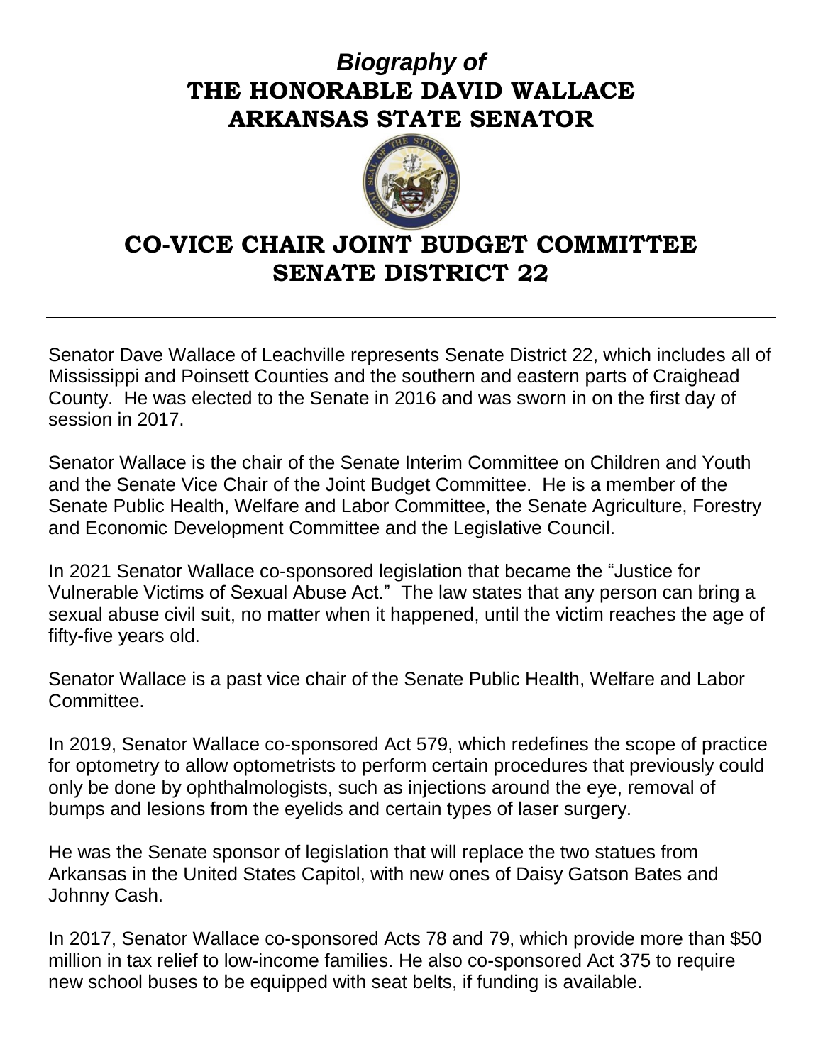# *Biography of*
# THE HONORABLE DAVID WALLACE
# ARKANSAS STATE SENATOR

## CO-VICE CHAIR JOINT BUDGET COMMITTEE
## SENATE DISTRICT 22

---

Senator Dave Wallace of Leachville represents Senate District 22, which includes all of Mississippi and Poinsett Counties and the southern and eastern parts of Craighead County. He was elected to the Senate in 2016 and was sworn in on the first day of session in 2017.

Senator Wallace is the chair of the Senate Interim Committee on Children and Youth and the Senate Vice Chair of the Joint Budget Committee. He is a member of the Senate Public Health, Welfare and Labor Committee, the Senate Agriculture, Forestry and Economic Development Committee and the Legislative Council.

In 2021 Senator Wallace co-sponsored legislation that became the "Justice for Vulnerable Victims of Sexual Abuse Act." The law states that any person can bring a sexual abuse civil suit, no matter when it happened, until the victim reaches the age of fifty-five years old.

Senator Wallace is a past vice chair of the Senate Public Health, Welfare and Labor Committee.

In 2019, Senator Wallace co-sponsored Act 579, which redefines the scope of practice for optometry to allow optometrists to perform certain procedures that previously could only be done by ophthalmologists, such as injections around the eye, removal of bumps and lesions from the eyelids and certain types of laser surgery.

He was the Senate sponsor of legislation that will replace the two statues from Arkansas in the United States Capitol, with new ones of Daisy Gatson Bates and Johnny Cash.

In 2017, Senator Wallace co-sponsored Acts 78 and 79, which provide more than $50 million in tax relief to low-income families. He also co-sponsored Act 375 to require new school buses to be equipped with seat belts, if funding is available.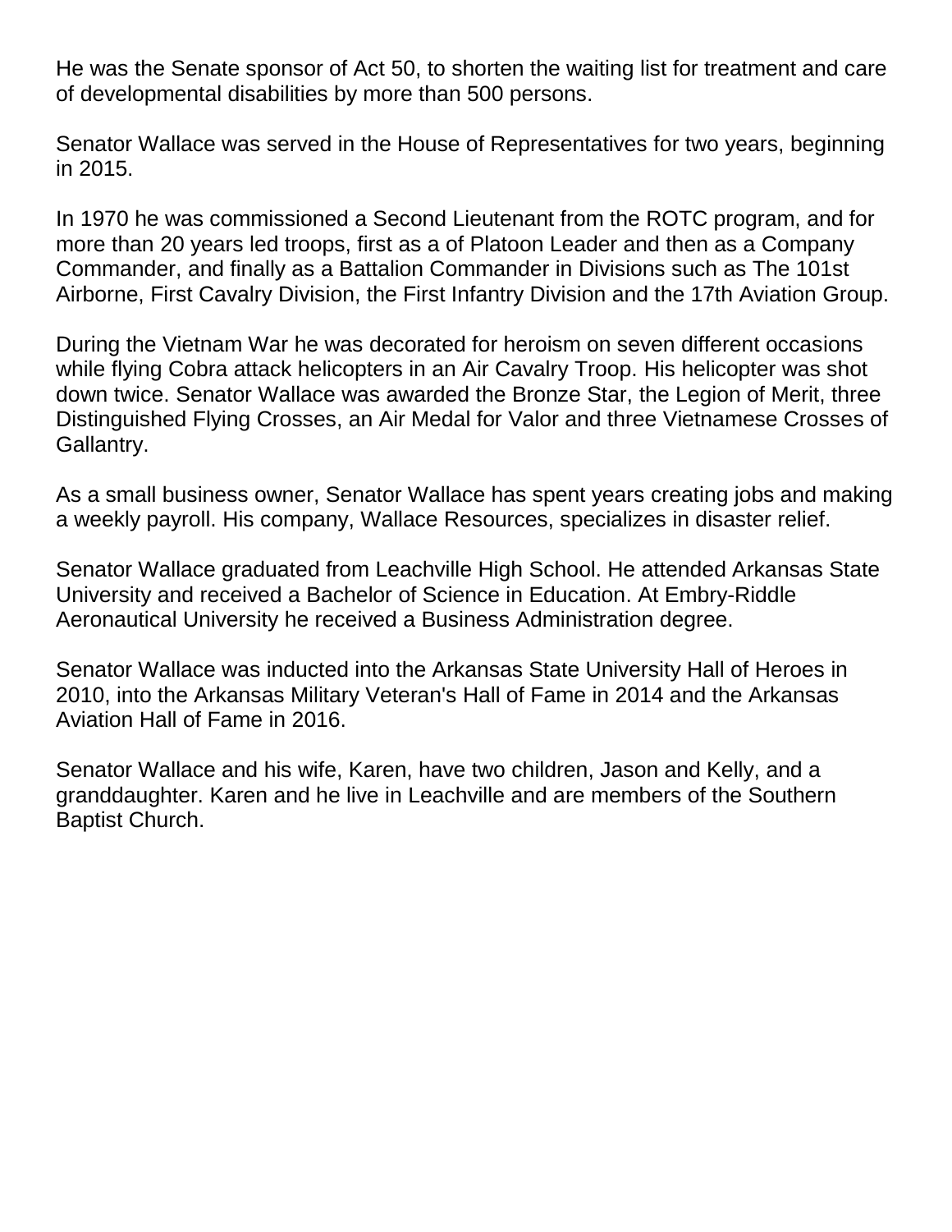He was the Senate sponsor of Act 50, to shorten the waiting list for treatment and care of developmental disabilities by more than 500 persons.

Senator Wallace was served in the House of Representatives for two years, beginning in 2015.

In 1970 he was commissioned a Second Lieutenant from the ROTC program, and for more than 20 years led troops, first as a of Platoon Leader and then as a Company Commander, and finally as a Battalion Commander in Divisions such as The 101st Airborne, First Cavalry Division, the First Infantry Division and the 17th Aviation Group.

During the Vietnam War he was decorated for heroism on seven different occasions while flying Cobra attack helicopters in an Air Cavalry Troop. His helicopter was shot down twice. Senator Wallace was awarded the Bronze Star, the Legion of Merit, three Distinguished Flying Crosses, an Air Medal for Valor and three Vietnamese Crosses of Gallantry.

As a small business owner, Senator Wallace has spent years creating jobs and making a weekly payroll. His company, Wallace Resources, specializes in disaster relief.

Senator Wallace graduated from Leachville High School. He attended Arkansas State University and received a Bachelor of Science in Education. At Embry-Riddle Aeronautical University he received a Business Administration degree.

Senator Wallace was inducted into the Arkansas State University Hall of Heroes in 2010, into the Arkansas Military Veteran's Hall of Fame in 2014 and the Arkansas Aviation Hall of Fame in 2016.

Senator Wallace and his wife, Karen, have two children, Jason and Kelly, and a granddaughter. Karen and he live in Leachville and are members of the Southern Baptist Church.